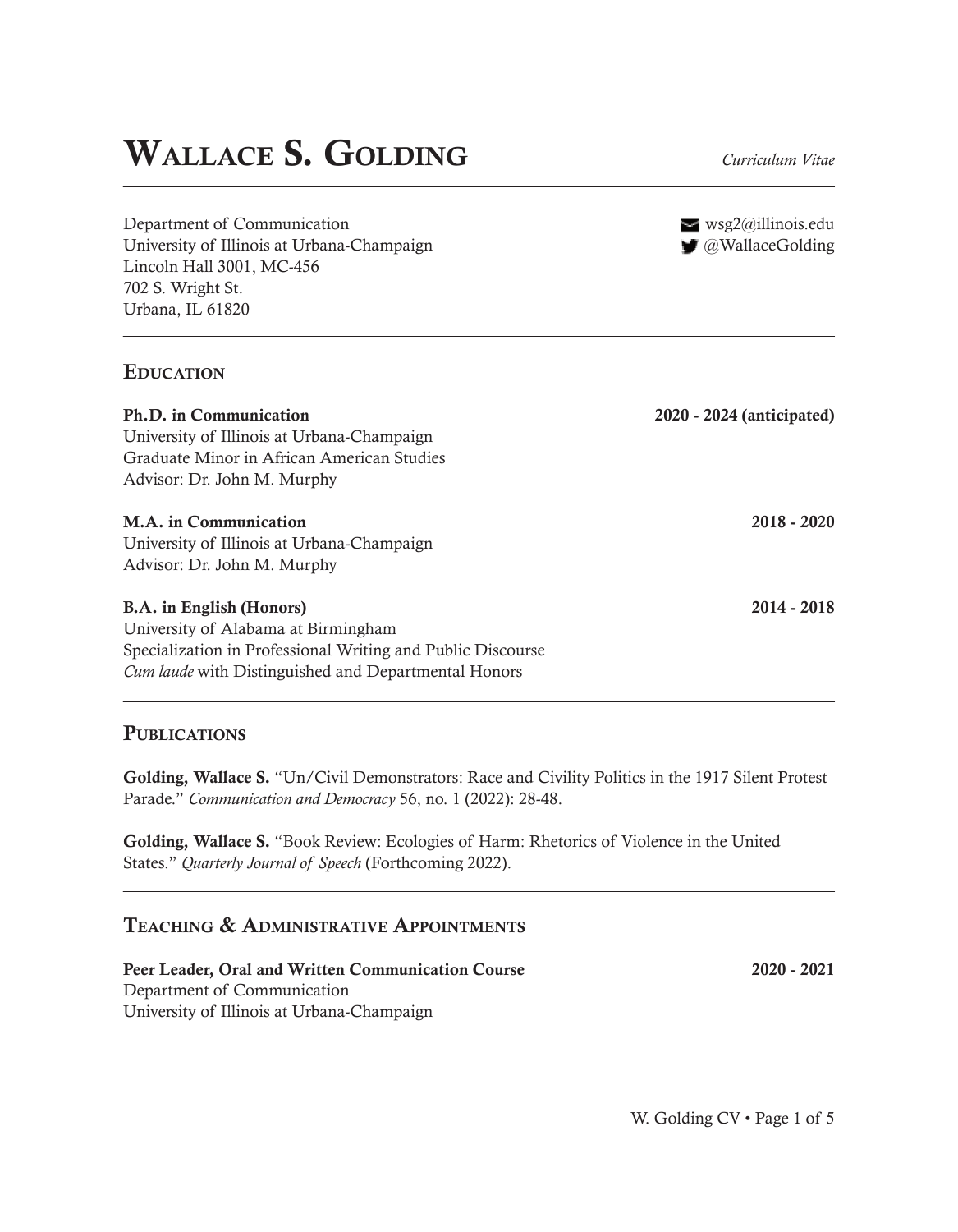# Wallace S. Golding

*Curriculum Vitae*

Department of Communication
University of Illinois at Urbana-Champaign
Lincoln Hall 3001, MC-456
702 S. Wright St.
Urbana, IL 61820

wsg2@illinois.edu
@WallaceGolding

## Education

**Ph.D. in Communication** — **2020 - 2024 (anticipated)**
University of Illinois at Urbana-Champaign
Graduate Minor in African American Studies
Advisor: Dr. John M. Murphy

**M.A. in Communication** — **2018 - 2020**
University of Illinois at Urbana-Champaign
Advisor: Dr. John M. Murphy

**B.A. in English (Honors)** — **2014 - 2018**
University of Alabama at Birmingham
Specialization in Professional Writing and Public Discourse
*Cum laude* with Distinguished and Departmental Honors

## Publications

**Golding, Wallace S.** "Un/Civil Demonstrators: Race and Civility Politics in the 1917 Silent Protest Parade." *Communication and Democracy* 56, no. 1 (2022): 28-48.

**Golding, Wallace S.** "Book Review: Ecologies of Harm: Rhetorics of Violence in the United States." *Quarterly Journal of Speech* (Forthcoming 2022).

## Teaching & Administrative Appointments

**Peer Leader, Oral and Written Communication Course** — **2020 - 2021**
Department of Communication
University of Illinois at Urbana-Champaign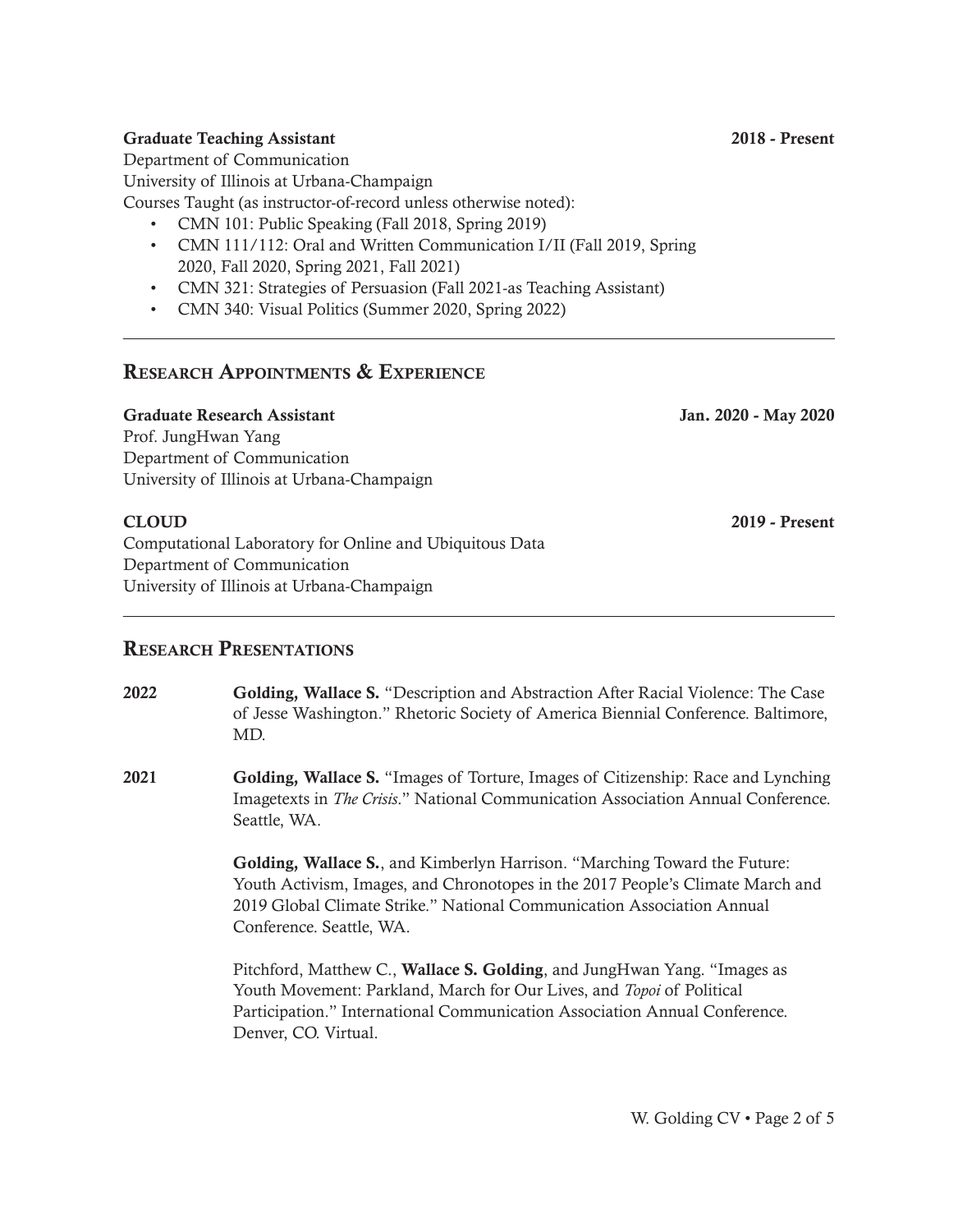**Graduate Teaching Assistant** **2018 - Present**

Department of Communication
University of Illinois at Urbana-Champaign
Courses Taught (as instructor-of-record unless otherwise noted):

- CMN 101: Public Speaking (Fall 2018, Spring 2019)
- CMN 111/112: Oral and Written Communication I/II (Fall 2019, Spring 2020, Fall 2020, Spring 2021, Fall 2021)
- CMN 321: Strategies of Persuasion (Fall 2021-as Teaching Assistant)
- CMN 340: Visual Politics (Summer 2020, Spring 2022)

---

## Research Appointments & Experience

**Graduate Research Assistant** **Jan. 2020 - May 2020**

Prof. JungHwan Yang
Department of Communication
University of Illinois at Urbana-Champaign

**CLOUD** **2019 - Present**

Computational Laboratory for Online and Ubiquitous Data
Department of Communication
University of Illinois at Urbana-Champaign

---

## Research Presentations

**2022**

**Golding, Wallace S.** "Description and Abstraction After Racial Violence: The Case of Jesse Washington." Rhetoric Society of America Biennial Conference. Baltimore, MD.

**2021**

**Golding, Wallace S.** "Images of Torture, Images of Citizenship: Race and Lynching Imagetexts in *The Crisis*." National Communication Association Annual Conference. Seattle, WA.

**Golding, Wallace S.**, and Kimberlyn Harrison. "Marching Toward the Future: Youth Activism, Images, and Chronotopes in the 2017 People's Climate March and 2019 Global Climate Strike." National Communication Association Annual Conference. Seattle, WA.

Pitchford, Matthew C., **Wallace S. Golding**, and JungHwan Yang. "Images as Youth Movement: Parkland, March for Our Lives, and *Topoi* of Political Participation." International Communication Association Annual Conference. Denver, CO. Virtual.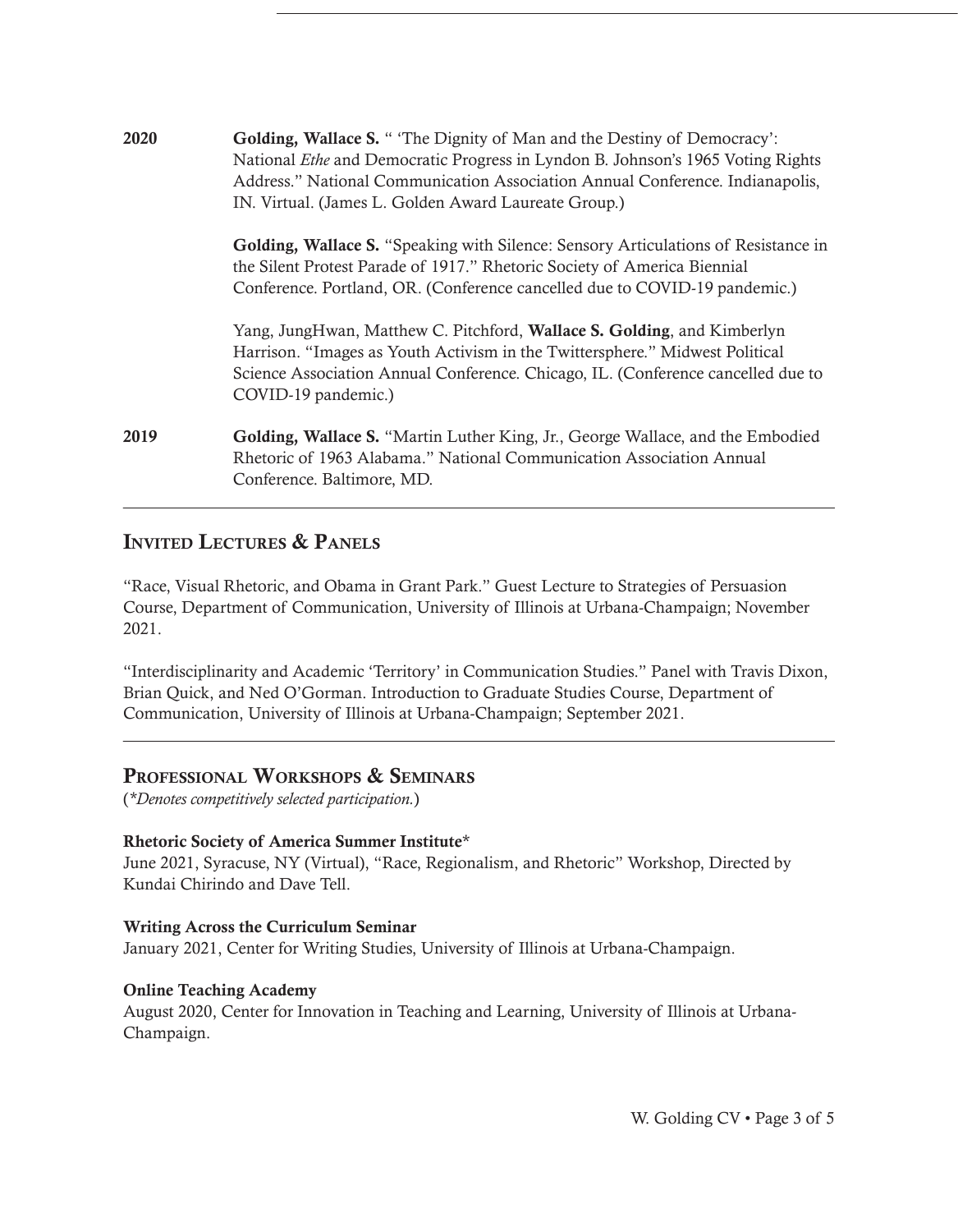**2020** **Golding, Wallace S.** " 'The Dignity of Man and the Destiny of Democracy': National *Ethe* and Democratic Progress in Lyndon B. Johnson's 1965 Voting Rights Address." National Communication Association Annual Conference. Indianapolis, IN. Virtual. (James L. Golden Award Laureate Group.)

**Golding, Wallace S.** "Speaking with Silence: Sensory Articulations of Resistance in the Silent Protest Parade of 1917." Rhetoric Society of America Biennial Conference. Portland, OR. (Conference cancelled due to COVID-19 pandemic.)

Yang, JungHwan, Matthew C. Pitchford, **Wallace S. Golding**, and Kimberlyn Harrison. "Images as Youth Activism in the Twittersphere." Midwest Political Science Association Annual Conference. Chicago, IL. (Conference cancelled due to COVID-19 pandemic.)

**2019** **Golding, Wallace S.** "Martin Luther King, Jr., George Wallace, and the Embodied Rhetoric of 1963 Alabama." National Communication Association Annual Conference. Baltimore, MD.

---

## Invited Lectures & Panels

"Race, Visual Rhetoric, and Obama in Grant Park." Guest Lecture to Strategies of Persuasion Course, Department of Communication, University of Illinois at Urbana-Champaign; November 2021.

"Interdisciplinarity and Academic 'Territory' in Communication Studies." Panel with Travis Dixon, Brian Quick, and Ned O'Gorman. Introduction to Graduate Studies Course, Department of Communication, University of Illinois at Urbana-Champaign; September 2021.

---

## Professional Workshops & Seminars

(*\*Denotes competitively selected participation.*)

**Rhetoric Society of America Summer Institute***
June 2021, Syracuse, NY (Virtual), "Race, Regionalism, and Rhetoric" Workshop, Directed by Kundai Chirindo and Dave Tell.

**Writing Across the Curriculum Seminar**
January 2021, Center for Writing Studies, University of Illinois at Urbana-Champaign.

**Online Teaching Academy**
August 2020, Center for Innovation in Teaching and Learning, University of Illinois at Urbana-Champaign.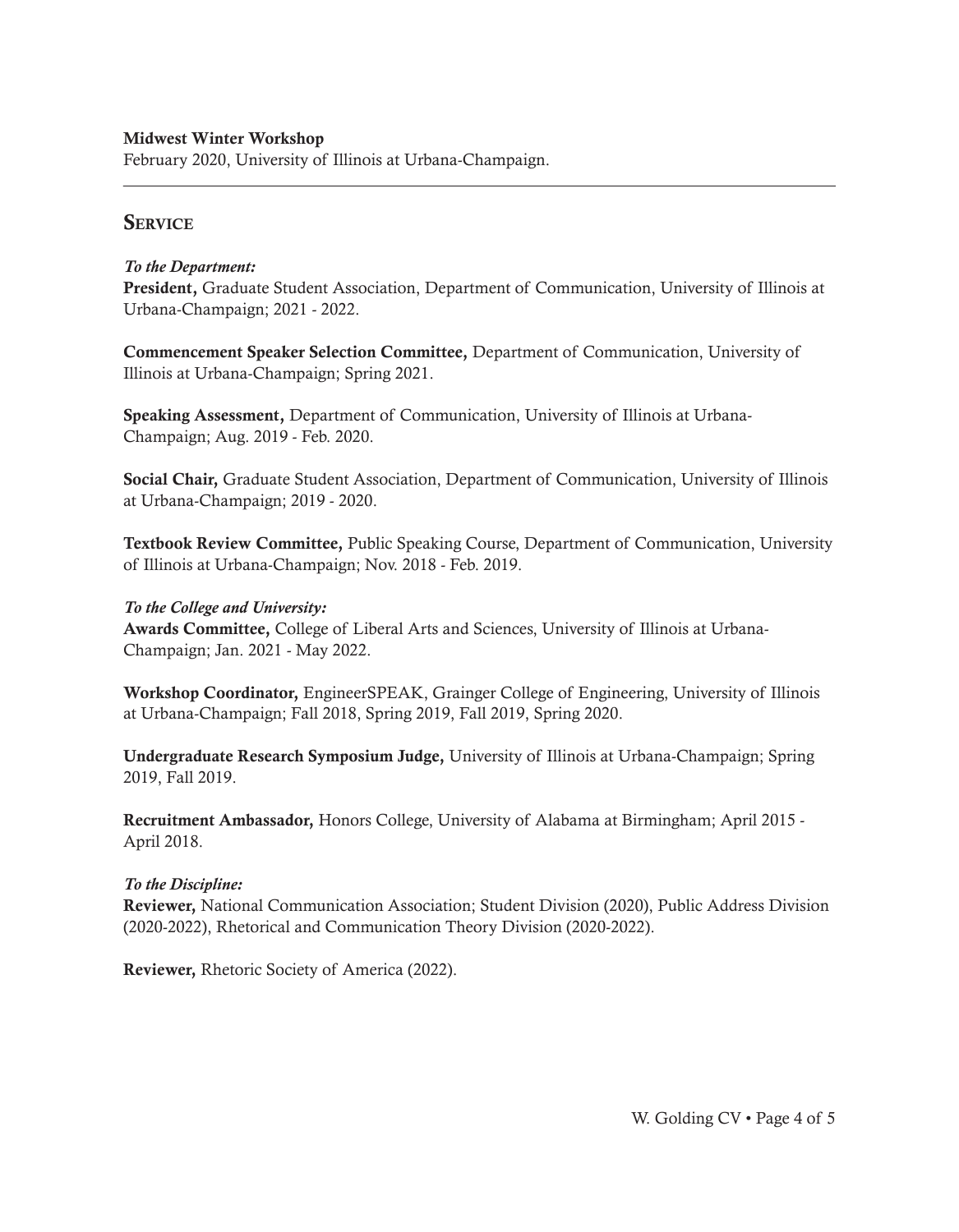**Midwest Winter Workshop**
February 2020, University of Illinois at Urbana-Champaign.

---

## Service

*To the Department:*

**President,** Graduate Student Association, Department of Communication, University of Illinois at Urbana-Champaign; 2021 - 2022.

**Commencement Speaker Selection Committee,** Department of Communication, University of Illinois at Urbana-Champaign; Spring 2021.

**Speaking Assessment,** Department of Communication, University of Illinois at Urbana-Champaign; Aug. 2019 - Feb. 2020.

**Social Chair,** Graduate Student Association, Department of Communication, University of Illinois at Urbana-Champaign; 2019 - 2020.

**Textbook Review Committee,** Public Speaking Course, Department of Communication, University of Illinois at Urbana-Champaign; Nov. 2018 - Feb. 2019.

*To the College and University:*

**Awards Committee,** College of Liberal Arts and Sciences, University of Illinois at Urbana-Champaign; Jan. 2021 - May 2022.

**Workshop Coordinator,** EngineerSPEAK, Grainger College of Engineering, University of Illinois at Urbana-Champaign; Fall 2018, Spring 2019, Fall 2019, Spring 2020.

**Undergraduate Research Symposium Judge,** University of Illinois at Urbana-Champaign; Spring 2019, Fall 2019.

**Recruitment Ambassador,** Honors College, University of Alabama at Birmingham; April 2015 - April 2018.

*To the Discipline:*

**Reviewer,** National Communication Association; Student Division (2020), Public Address Division (2020-2022), Rhetorical and Communication Theory Division (2020-2022).

**Reviewer,** Rhetoric Society of America (2022).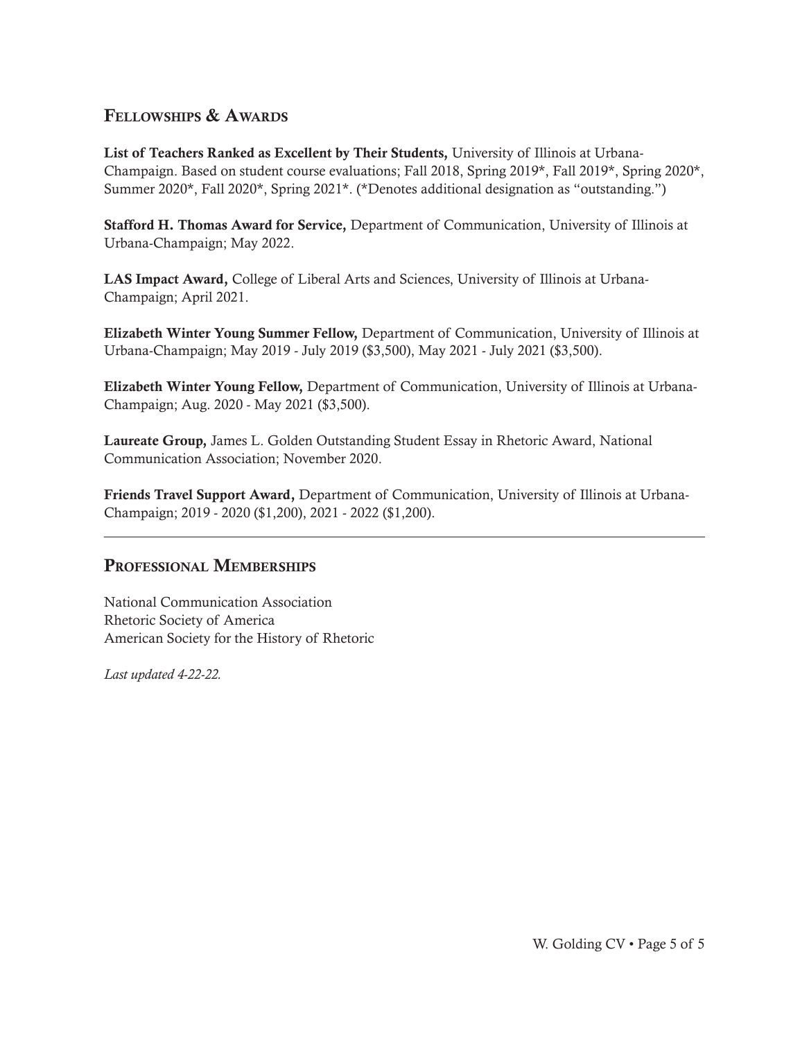## Fellowships & Awards

**List of Teachers Ranked as Excellent by Their Students,** University of Illinois at Urbana-Champaign. Based on student course evaluations; Fall 2018, Spring 2019*, Fall 2019*, Spring 2020*, Summer 2020*, Fall 2020*, Spring 2021*. (*Denotes additional designation as "outstanding.")

**Stafford H. Thomas Award for Service,** Department of Communication, University of Illinois at Urbana-Champaign; May 2022.

**LAS Impact Award,** College of Liberal Arts and Sciences, University of Illinois at Urbana-Champaign; April 2021.

**Elizabeth Winter Young Summer Fellow,** Department of Communication, University of Illinois at Urbana-Champaign; May 2019 - July 2019 ($3,500), May 2021 - July 2021 ($3,500).

**Elizabeth Winter Young Fellow,** Department of Communication, University of Illinois at Urbana-Champaign; Aug. 2020 - May 2021 ($3,500).

**Laureate Group,** James L. Golden Outstanding Student Essay in Rhetoric Award, National Communication Association; November 2020.

**Friends Travel Support Award,** Department of Communication, University of Illinois at Urbana-Champaign; 2019 - 2020 ($1,200), 2021 - 2022 ($1,200).

---

## Professional Memberships

National Communication Association
Rhetoric Society of America
American Society for the History of Rhetoric

*Last updated 4-22-22.*